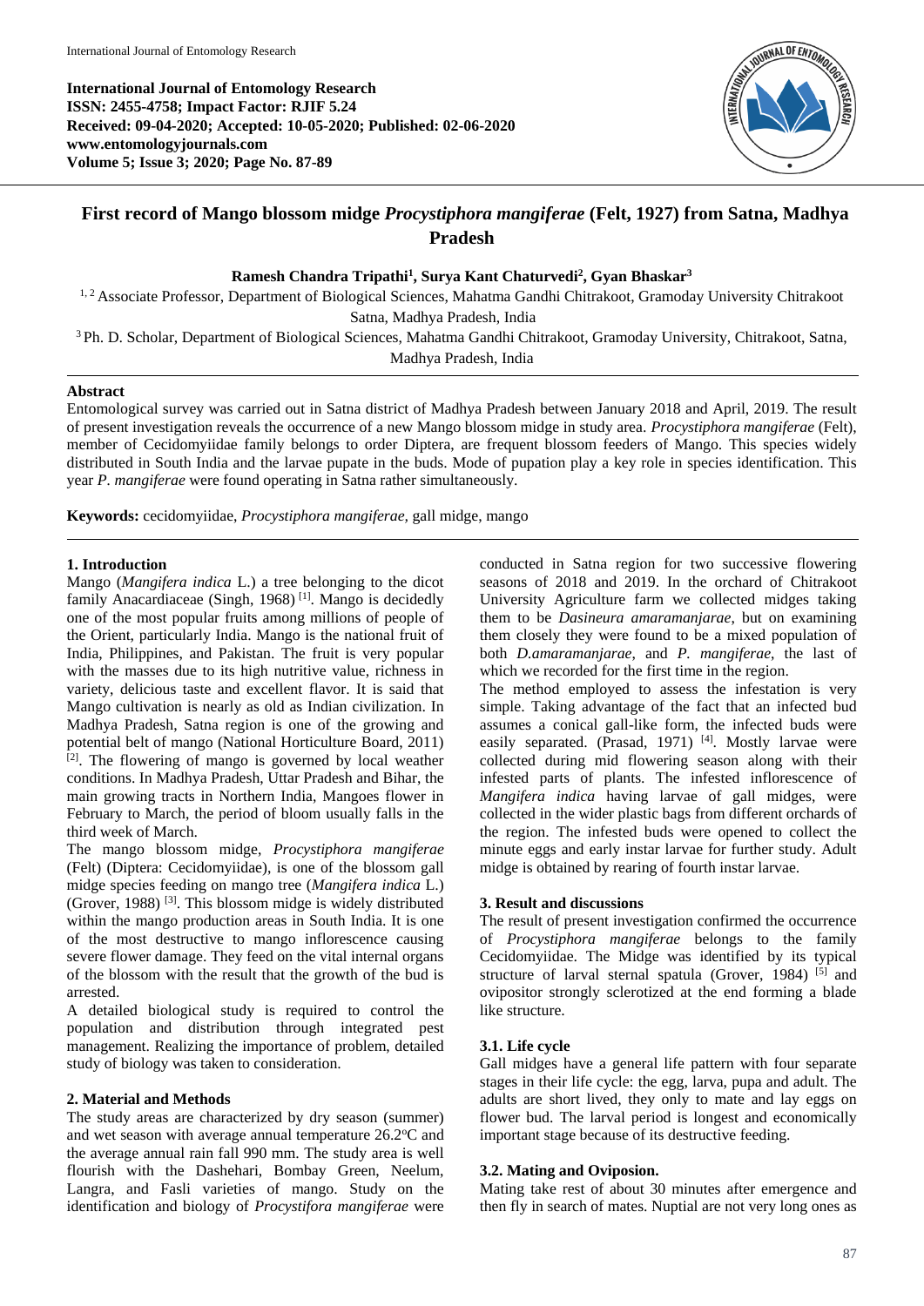**International Journal of Entomology Research**
**ISSN: 2455-4758; Impact Factor: RJIF 5.24**
**Received: 09-04-2020; Accepted: 10-05-2020; Published: 02-06-2020**
**www.entomologyjournals.com**
**Volume 5; Issue 3; 2020; Page No. 87-89**

# First record of Mango blossom midge *Procystiphora mangiferae* (Felt, 1927) from Satna, Madhya Pradesh

**Ramesh Chandra Tripathi[1], Surya Kant Chaturvedi[2], Gyan Bhaskar[3]**

[1, 2] Associate Professor, Department of Biological Sciences, Mahatma Gandhi Chitrakoot, Gramoday University Chitrakoot Satna, Madhya Pradesh, India

[3] Ph. D. Scholar, Department of Biological Sciences, Mahatma Gandhi Chitrakoot, Gramoday University, Chitrakoot, Satna, Madhya Pradesh, India

## Abstract

Entomological survey was carried out in Satna district of Madhya Pradesh between January 2018 and April, 2019. The result of present investigation reveals the occurrence of a new Mango blossom midge in study area. *Procystiphora mangiferae* (Felt), member of Cecidomyiidae family belongs to order Diptera, are frequent blossom feeders of Mango. This species widely distributed in South India and the larvae pupate in the buds. Mode of pupation play a key role in species identification. This year *P. mangiferae* were found operating in Satna rather simultaneously.

**Keywords:** cecidomyiidae, *Procystiphora mangiferae,* gall midge, mango

## 1. Introduction

Mango (*Mangifera indica* L.) a tree belonging to the dicot family Anacardiaceae (Singh, 1968) [1]. Mango is decidedly one of the most popular fruits among millions of people of the Orient, particularly India. Mango is the national fruit of India, Philippines, and Pakistan. The fruit is very popular with the masses due to its high nutritive value, richness in variety, delicious taste and excellent flavor. It is said that Mango cultivation is nearly as old as Indian civilization. In Madhya Pradesh, Satna region is one of the growing and potential belt of mango (National Horticulture Board, 2011) [2]. The flowering of mango is governed by local weather conditions. In Madhya Pradesh, Uttar Pradesh and Bihar, the main growing tracts in Northern India, Mangoes flower in February to March, the period of bloom usually falls in the third week of March.

The mango blossom midge, *Procystiphora mangiferae* (Felt) (Diptera: Cecidomyiidae), is one of the blossom gall midge species feeding on mango tree (*Mangifera indica* L.) (Grover, 1988) [3]. This blossom midge is widely distributed within the mango production areas in South India. It is one of the most destructive to mango inflorescence causing severe flower damage. They feed on the vital internal organs of the blossom with the result that the growth of the bud is arrested.

A detailed biological study is required to control the population and distribution through integrated pest management. Realizing the importance of problem, detailed study of biology was taken to consideration.

## 2. Material and Methods

The study areas are characterized by dry season (summer) and wet season with average annual temperature 26.2°C and the average annual rain fall 990 mm. The study area is well flourish with the Dashehari, Bombay Green, Neelum, Langra, and Fasli varieties of mango. Study on the identification and biology of *Procystifora mangiferae* were conducted in Satna region for two successive flowering seasons of 2018 and 2019. In the orchard of Chitrakoot University Agriculture farm we collected midges taking them to be *Dasineura amaramanjarae*, but on examining them closely they were found to be a mixed population of both *D.amaramanjarae*, and *P. mangiferae*, the last of which we recorded for the first time in the region.

The method employed to assess the infestation is very simple. Taking advantage of the fact that an infected bud assumes a conical gall-like form, the infected buds were easily separated. (Prasad, 1971) [4]. Mostly larvae were collected during mid flowering season along with their infested parts of plants. The infested inflorescence of *Mangifera indica* having larvae of gall midges, were collected in the wider plastic bags from different orchards of the region. The infested buds were opened to collect the minute eggs and early instar larvae for further study. Adult midge is obtained by rearing of fourth instar larvae.

## 3. Result and discussions

The result of present investigation confirmed the occurrence of *Procystiphora mangiferae* belongs to the family Cecidomyiidae. The Midge was identified by its typical structure of larval sternal spatula (Grover, 1984) [5] and ovipositor strongly sclerotized at the end forming a blade like structure.

### 3.1. Life cycle

Gall midges have a general life pattern with four separate stages in their life cycle: the egg, larva, pupa and adult. The adults are short lived, they only to mate and lay eggs on flower bud. The larval period is longest and economically important stage because of its destructive feeding.

### 3.2. Mating and Oviposion.

Mating take rest of about 30 minutes after emergence and then fly in search of mates. Nuptial are not very long ones as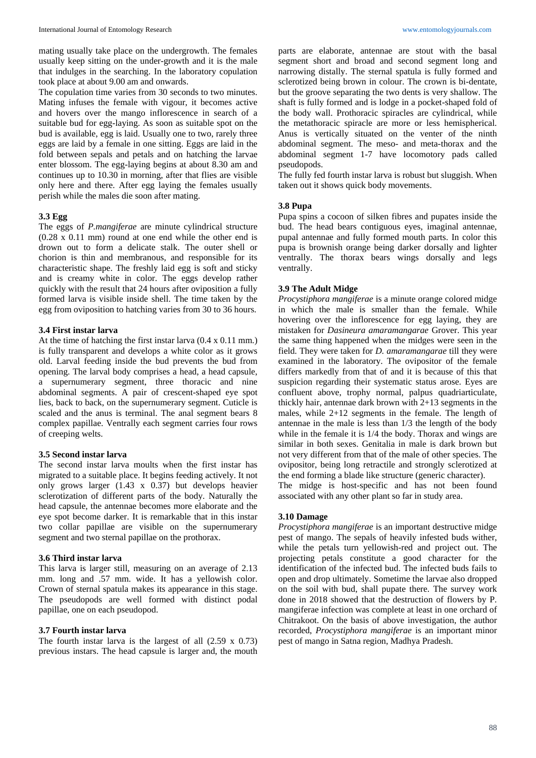mating usually take place on the undergrowth. The females usually keep sitting on the under-growth and it is the male that indulges in the searching. In the laboratory copulation took place at about 9.00 am and onwards.

The copulation time varies from 30 seconds to two minutes. Mating infuses the female with vigour, it becomes active and hovers over the mango inflorescence in search of a suitable bud for egg-laying. As soon as suitable spot on the bud is available, egg is laid. Usually one to two, rarely three eggs are laid by a female in one sitting. Eggs are laid in the fold between sepals and petals and on hatching the larvae enter blossom. The egg-laying begins at about 8.30 am and continues up to 10.30 in morning, after that flies are visible only here and there. After egg laying the females usually perish while the males die soon after mating.

### 3.3 Egg

The eggs of *P.mangiferae* are minute cylindrical structure (0.28 x 0.11 mm) round at one end while the other end is drown out to form a delicate stalk. The outer shell or chorion is thin and membranous, and responsible for its characteristic shape. The freshly laid egg is soft and sticky and is creamy white in color. The eggs develop rather quickly with the result that 24 hours after oviposition a fully formed larva is visible inside shell. The time taken by the egg from oviposition to hatching varies from 30 to 36 hours.

### 3.4 First instar larva

At the time of hatching the first instar larva (0.4 x 0.11 mm.) is fully transparent and develops a white color as it grows old. Larval feeding inside the bud prevents the bud from opening. The larval body comprises a head, a head capsule, a supernumerary segment, three thoracic and nine abdominal segments. A pair of crescent-shaped eye spot lies, back to back, on the supernumerary segment. Cuticle is scaled and the anus is terminal. The anal segment bears 8 complex papillae. Ventrally each segment carries four rows of creeping welts.

### 3.5 Second instar larva

The second instar larva moults when the first instar has migrated to a suitable place. It begins feeding actively. It not only grows larger (1.43 x 0.37) but develops heavier sclerotization of different parts of the body. Naturally the head capsule, the antennae becomes more elaborate and the eye spot become darker. It is remarkable that in this instar two collar papillae are visible on the supernumerary segment and two sternal papillae on the prothorax.

### 3.6 Third instar larva

This larva is larger still, measuring on an average of 2.13 mm. long and .57 mm. wide. It has a yellowish color. Crown of sternal spatula makes its appearance in this stage. The pseudopods are well formed with distinct podal papillae, one on each pseudopod.

### 3.7 Fourth instar larva

The fourth instar larva is the largest of all (2.59 x 0.73) previous instars. The head capsule is larger and, the mouth parts are elaborate, antennae are stout with the basal segment short and broad and second segment long and narrowing distally. The sternal spatula is fully formed and sclerotized being brown in colour. The crown is bi-dentate, but the groove separating the two dents is very shallow. The shaft is fully formed and is lodge in a pocket-shaped fold of the body wall. Prothoracic spiracles are cylindrical, while the metathoracic spiracle are more or less hemispherical. Anus is vertically situated on the venter of the ninth abdominal segment. The meso- and meta-thorax and the abdominal segment 1-7 have locomotory pads called pseudopods.

The fully fed fourth instar larva is robust but sluggish. When taken out it shows quick body movements.

### 3.8 Pupa

Pupa spins a cocoon of silken fibres and pupates inside the bud. The head bears contiguous eyes, imaginal antennae, pupal antennae and fully formed mouth parts. In color this pupa is brownish orange being darker dorsally and lighter ventrally. The thorax bears wings dorsally and legs ventrally.

### 3.9 The Adult Midge

*Procystiphora mangiferae* is a minute orange colored midge in which the male is smaller than the female. While hovering over the inflorescence for egg laying, they are mistaken for *Dasineura amaramangarae* Grover. This year the same thing happened when the midges were seen in the field. They were taken for *D. amaramangarae* till they were examined in the laboratory. The ovipositor of the female differs markedly from that of and it is because of this that suspicion regarding their systematic status arose. Eyes are confluent above, trophy normal, palpus quadriarticulate, thickly hair, antennae dark brown with 2+13 segments in the males, while 2+12 segments in the female. The length of antennae in the male is less than 1/3 the length of the body while in the female it is 1/4 the body. Thorax and wings are similar in both sexes. Genitalia in male is dark brown but not very different from that of the male of other species. The ovipositor, being long retractile and strongly sclerotized at the end forming a blade like structure (generic character).

The midge is host-specific and has not been found associated with any other plant so far in study area.

### 3.10 Damage

*Procystiphora mangiferae* is an important destructive midge pest of mango. The sepals of heavily infested buds wither, while the petals turn yellowish-red and project out. The projecting petals constitute a good character for the identification of the infected bud. The infected buds fails to open and drop ultimately. Sometime the larvae also dropped on the soil with bud, shall pupate there. The survey work done in 2018 showed that the destruction of flowers by P. mangiferae infection was complete at least in one orchard of Chitrakoot. On the basis of above investigation, the author recorded, *Procystiphora mangiferae* is an important minor pest of mango in Satna region, Madhya Pradesh.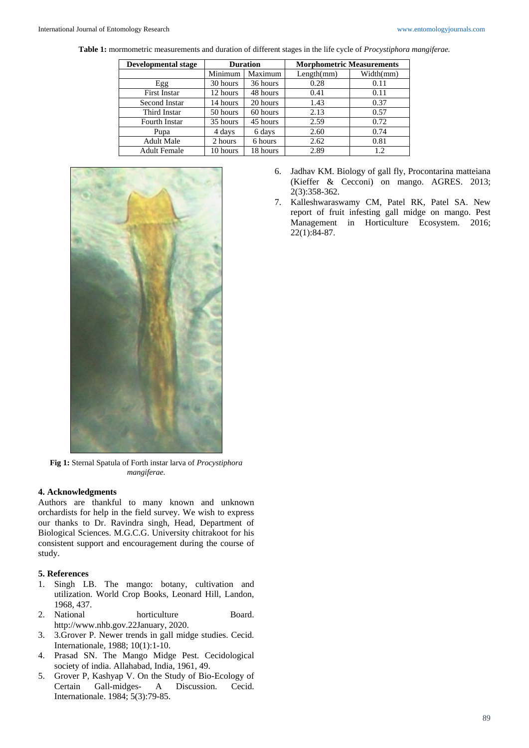**Table 1:** mormometric measurements and duration of different stages in the life cycle of *Procystiphora mangiferae.*

| Developmental stage | Duration | | Morphometric Measurements | |
|---|---|---|---|---|
| | Minimum | Maximum | Length(mm) | Width(mm) |
| Egg | 30 hours | 36 hours | 0.28 | 0.11 |
| First Instar | 12 hours | 48 hours | 0.41 | 0.11 |
| Second Instar | 14 hours | 20 hours | 1.43 | 0.37 |
| Third Instar | 50 hours | 60 hours | 2.13 | 0.57 |
| Fourth Instar | 35 hours | 45 hours | 2.59 | 0.72 |
| Pupa | 4 days | 6 days | 2.60 | 0.74 |
| Adult Male | 2 hours | 6 hours | 2.62 | 0.81 |
| Adult Female | 10 hours | 18 hours | 2.89 | 1.2 |

**Fig 1:** Sternal Spatula of Forth instar larva of *Procystiphora mangiferae.*

## 4. Acknowledgments

Authors are thankful to many known and unknown orchardists for help in the field survey. We wish to express our thanks to Dr. Ravindra singh, Head, Department of Biological Sciences. M.G.C.G. University chitrakoot for his consistent support and encouragement during the course of study.

## 5. References

1. Singh LB. The mango: botany, cultivation and utilization. World Crop Books, Leonard Hill, Landon, 1968, 437.
2. National horticulture Board. http://www.nhb.gov.22January, 2020.
3. 3.Grover P. Newer trends in gall midge studies. Cecid. Internationale, 1988; 10(1):1-10.
4. Prasad SN. The Mango Midge Pest. Cecidological society of india. Allahabad, India, 1961, 49.
5. Grover P, Kashyap V. On the Study of Bio-Ecology of Certain Gall-midges- A Discussion. Cecid. Internationale. 1984; 5(3):79-85.
6. Jadhav KM. Biology of gall fly, Procontarina matteiana (Kieffer & Cecconi) on mango. AGRES. 2013; 2(3):358-362.
7. Kalleshwaraswamy CM, Patel RK, Patel SA. New report of fruit infesting gall midge on mango. Pest Management in Horticulture Ecosystem. 2016; 22(1):84-87.